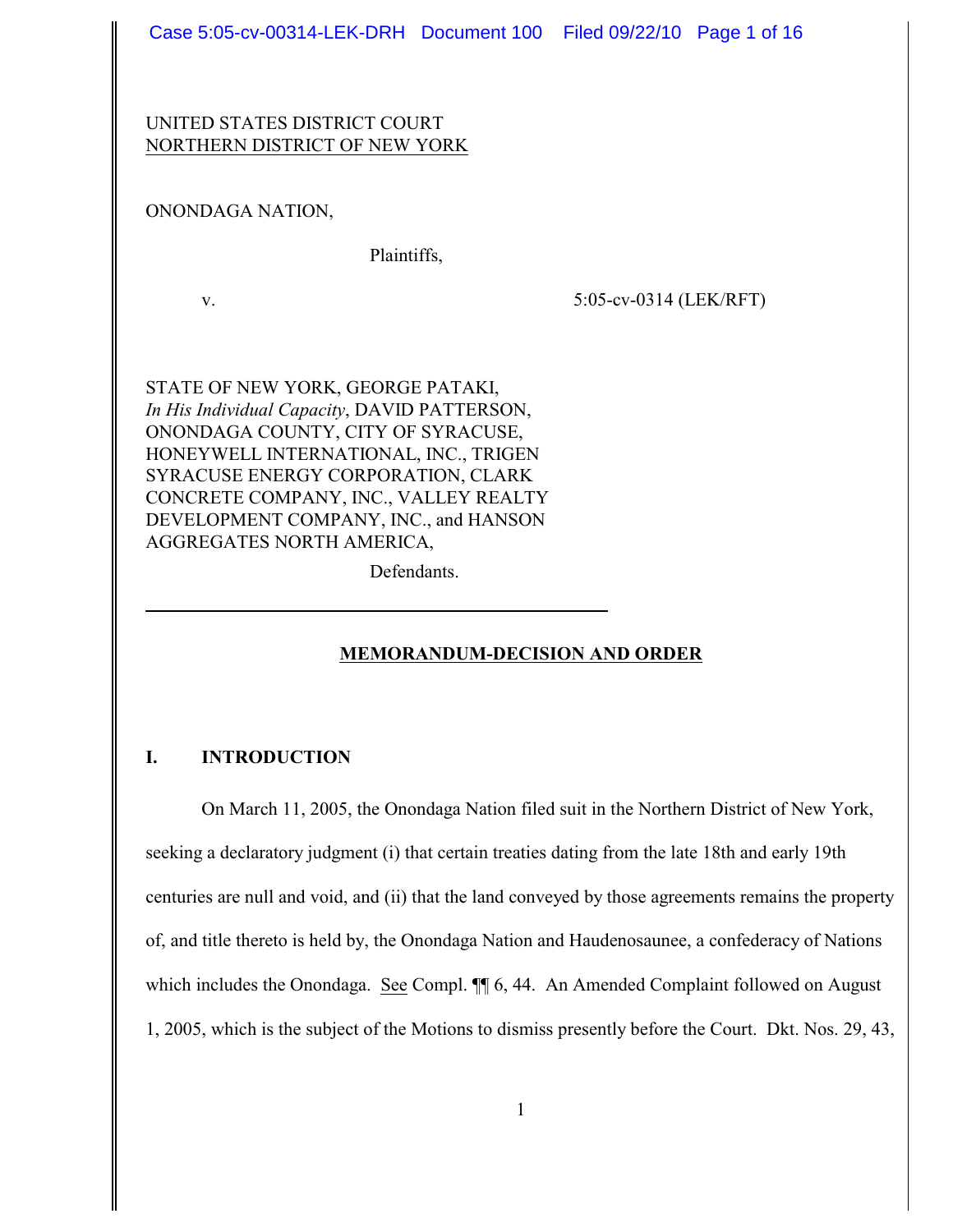UNITED STATES DISTRICT COURT
NORTHERN DISTRICT OF NEW YORK

ONONDAGA NATION,

Plaintiffs,

v. 5:05-cv-0314 (LEK/RFT)

STATE OF NEW YORK, GEORGE PATAKI, *In His Individual Capacity*, DAVID PATTERSON, ONONDAGA COUNTY, CITY OF SYRACUSE, HONEYWELL INTERNATIONAL, INC., TRIGEN SYRACUSE ENERGY CORPORATION, CLARK CONCRETE COMPANY, INC., VALLEY REALTY DEVELOPMENT COMPANY, INC., and HANSON AGGREGATES NORTH AMERICA,

Defendants.

---

**MEMORANDUM-DECISION AND ORDER**

## I. INTRODUCTION

On March 11, 2005, the Onondaga Nation filed suit in the Northern District of New York, seeking a declaratory judgment (i) that certain treaties dating from the late 18th and early 19th centuries are null and void, and (ii) that the land conveyed by those agreements remains the property of, and title thereto is held by, the Onondaga Nation and Haudenosaunee, a confederacy of Nations which includes the Onondaga. See Compl. ¶¶ 6, 44. An Amended Complaint followed on August 1, 2005, which is the subject of the Motions to dismiss presently before the Court. Dkt. Nos. 29, 43,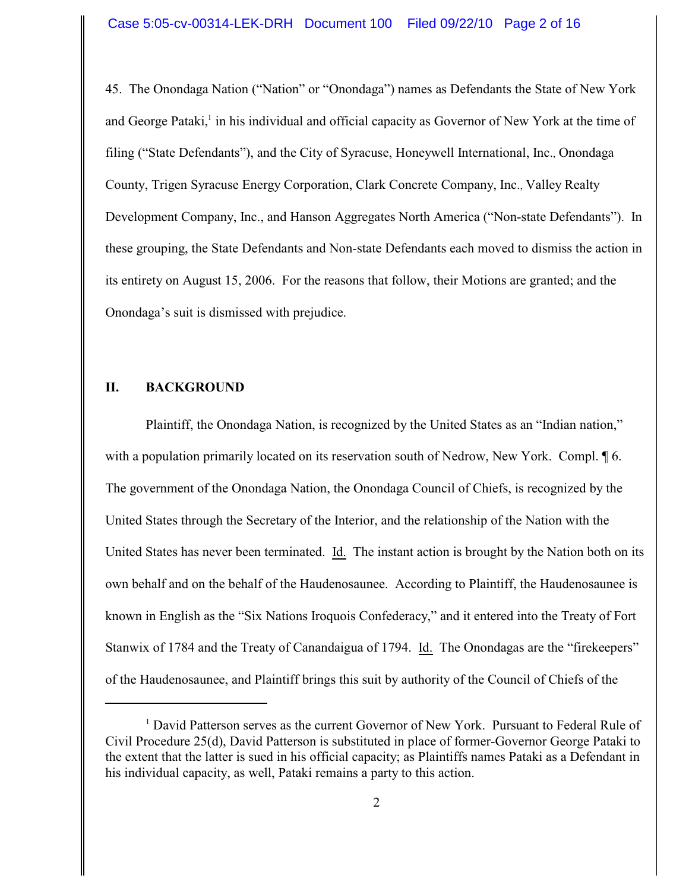45. The Onondaga Nation ("Nation" or "Onondaga") names as Defendants the State of New York and George Pataki,[1] in his individual and official capacity as Governor of New York at the time of filing ("State Defendants"), and the City of Syracuse, Honeywell International, Inc., Onondaga County, Trigen Syracuse Energy Corporation, Clark Concrete Company, Inc., Valley Realty Development Company, Inc., and Hanson Aggregates North America ("Non-state Defendants"). In these grouping, the State Defendants and Non-state Defendants each moved to dismiss the action in its entirety on August 15, 2006. For the reasons that follow, their Motions are granted; and the Onondaga's suit is dismissed with prejudice.

## II. BACKGROUND

Plaintiff, the Onondaga Nation, is recognized by the United States as an "Indian nation," with a population primarily located on its reservation south of Nedrow, New York. Compl. ¶ 6. The government of the Onondaga Nation, the Onondaga Council of Chiefs, is recognized by the United States through the Secretary of the Interior, and the relationship of the Nation with the United States has never been terminated. Id. The instant action is brought by the Nation both on its own behalf and on the behalf of the Haudenosaunee. According to Plaintiff, the Haudenosaunee is known in English as the "Six Nations Iroquois Confederacy," and it entered into the Treaty of Fort Stanwix of 1784 and the Treaty of Canandaigua of 1794. Id. The Onondagas are the "firekeepers" of the Haudenosaunee, and Plaintiff brings this suit by authority of the Council of Chiefs of the

---

[1] David Patterson serves as the current Governor of New York. Pursuant to Federal Rule of Civil Procedure 25(d), David Patterson is substituted in place of former-Governor George Pataki to the extent that the latter is sued in his official capacity; as Plaintiffs names Pataki as a Defendant in his individual capacity, as well, Pataki remains a party to this action.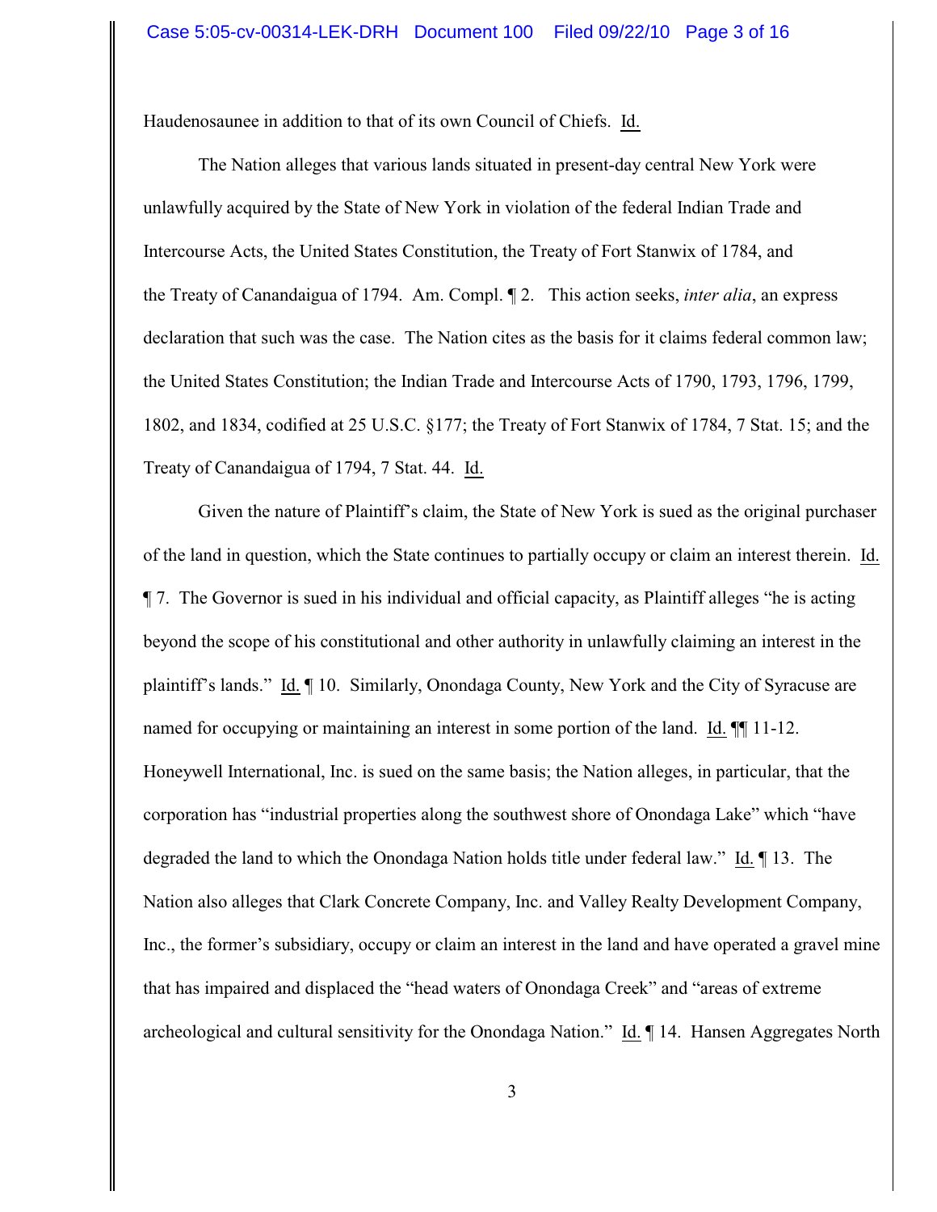Haudenosaunee in addition to that of its own Council of Chiefs. Id.

The Nation alleges that various lands situated in present-day central New York were unlawfully acquired by the State of New York in violation of the federal Indian Trade and Intercourse Acts, the United States Constitution, the Treaty of Fort Stanwix of 1784, and the Treaty of Canandaigua of 1794. Am. Compl. ¶ 2. This action seeks, *inter alia*, an express declaration that such was the case. The Nation cites as the basis for it claims federal common law; the United States Constitution; the Indian Trade and Intercourse Acts of 1790, 1793, 1796, 1799, 1802, and 1834, codified at 25 U.S.C. §177; the Treaty of Fort Stanwix of 1784, 7 Stat. 15; and the Treaty of Canandaigua of 1794, 7 Stat. 44. Id.

Given the nature of Plaintiff's claim, the State of New York is sued as the original purchaser of the land in question, which the State continues to partially occupy or claim an interest therein. Id. ¶ 7. The Governor is sued in his individual and official capacity, as Plaintiff alleges "he is acting beyond the scope of his constitutional and other authority in unlawfully claiming an interest in the plaintiff's lands." Id. ¶ 10. Similarly, Onondaga County, New York and the City of Syracuse are named for occupying or maintaining an interest in some portion of the land. Id. ¶¶ 11-12. Honeywell International, Inc. is sued on the same basis; the Nation alleges, in particular, that the corporation has "industrial properties along the southwest shore of Onondaga Lake" which "have degraded the land to which the Onondaga Nation holds title under federal law." Id. ¶ 13. The Nation also alleges that Clark Concrete Company, Inc. and Valley Realty Development Company, Inc., the former's subsidiary, occupy or claim an interest in the land and have operated a gravel mine that has impaired and displaced the "head waters of Onondaga Creek" and "areas of extreme archeological and cultural sensitivity for the Onondaga Nation." Id. ¶ 14. Hansen Aggregates North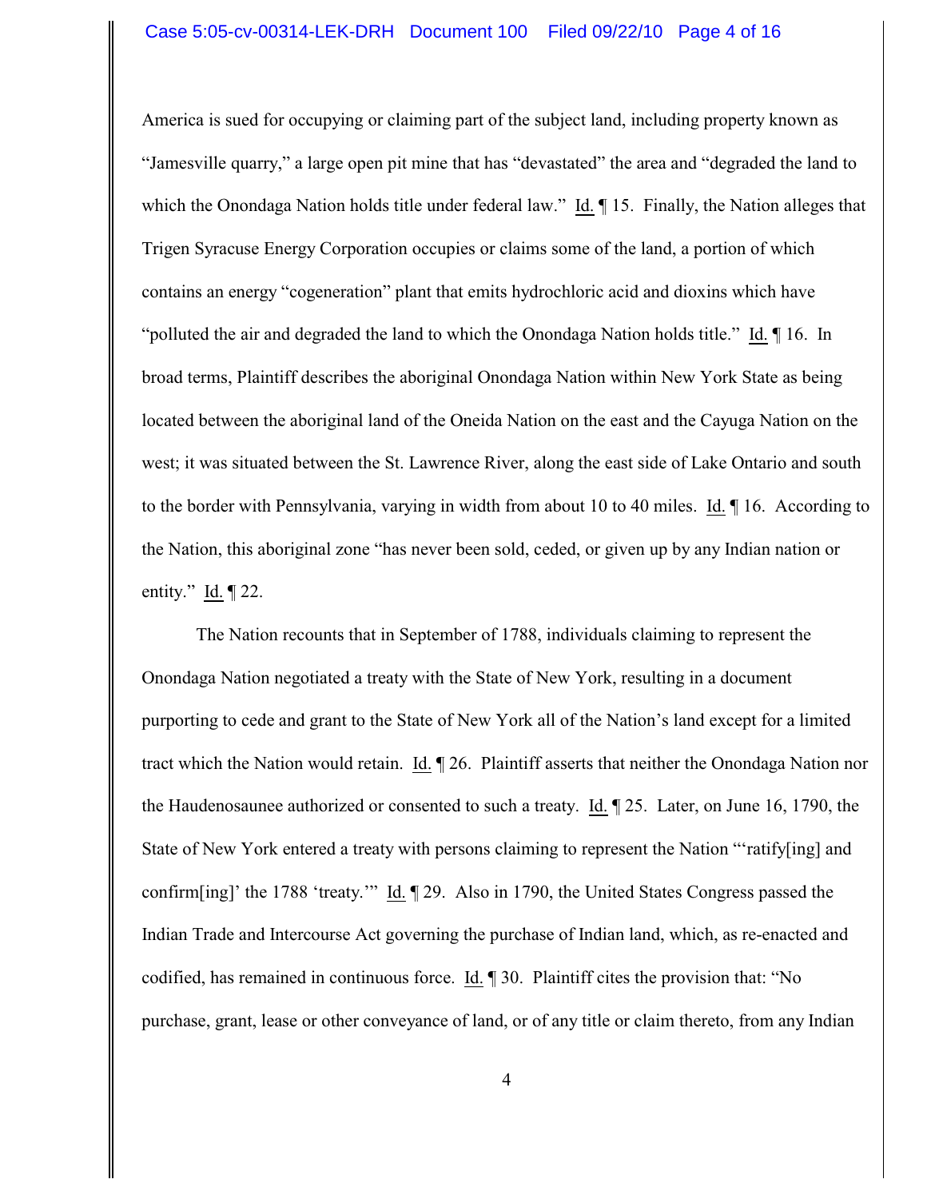America is sued for occupying or claiming part of the subject land, including property known as "Jamesville quarry," a large open pit mine that has "devastated" the area and "degraded the land to which the Onondaga Nation holds title under federal law." Id. ¶ 15. Finally, the Nation alleges that Trigen Syracuse Energy Corporation occupies or claims some of the land, a portion of which contains an energy "cogeneration" plant that emits hydrochloric acid and dioxins which have "polluted the air and degraded the land to which the Onondaga Nation holds title." Id. ¶ 16. In broad terms, Plaintiff describes the aboriginal Onondaga Nation within New York State as being located between the aboriginal land of the Oneida Nation on the east and the Cayuga Nation on the west; it was situated between the St. Lawrence River, along the east side of Lake Ontario and south to the border with Pennsylvania, varying in width from about 10 to 40 miles. Id. ¶ 16. According to the Nation, this aboriginal zone "has never been sold, ceded, or given up by any Indian nation or entity." Id. ¶ 22.

The Nation recounts that in September of 1788, individuals claiming to represent the Onondaga Nation negotiated a treaty with the State of New York, resulting in a document purporting to cede and grant to the State of New York all of the Nation's land except for a limited tract which the Nation would retain. Id. ¶ 26. Plaintiff asserts that neither the Onondaga Nation nor the Haudenosaunee authorized or consented to such a treaty. Id. ¶ 25. Later, on June 16, 1790, the State of New York entered a treaty with persons claiming to represent the Nation "'ratify[ing] and confirm[ing]' the 1788 'treaty.'" Id. ¶ 29. Also in 1790, the United States Congress passed the Indian Trade and Intercourse Act governing the purchase of Indian land, which, as re-enacted and codified, has remained in continuous force. Id. ¶ 30. Plaintiff cites the provision that: "No purchase, grant, lease or other conveyance of land, or of any title or claim thereto, from any Indian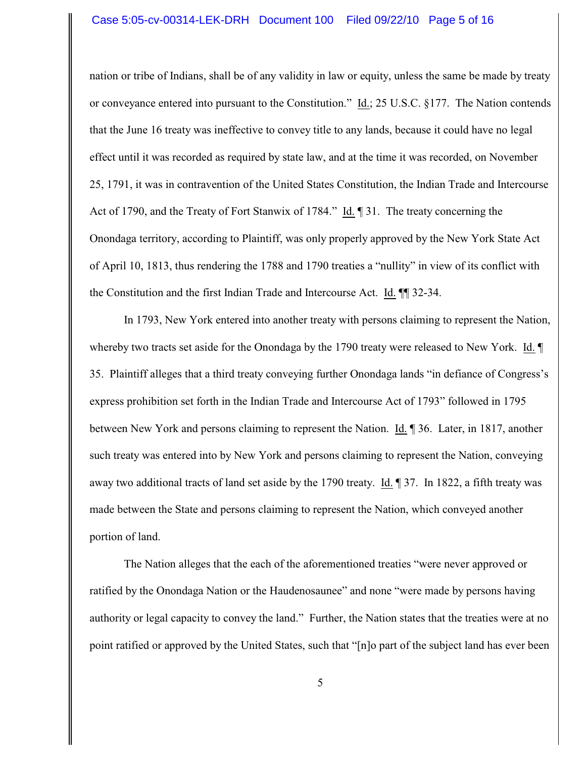nation or tribe of Indians, shall be of any validity in law or equity, unless the same be made by treaty or conveyance entered into pursuant to the Constitution." Id.; 25 U.S.C. §177. The Nation contends that the June 16 treaty was ineffective to convey title to any lands, because it could have no legal effect until it was recorded as required by state law, and at the time it was recorded, on November 25, 1791, it was in contravention of the United States Constitution, the Indian Trade and Intercourse Act of 1790, and the Treaty of Fort Stanwix of 1784." Id. ¶ 31. The treaty concerning the Onondaga territory, according to Plaintiff, was only properly approved by the New York State Act of April 10, 1813, thus rendering the 1788 and 1790 treaties a "nullity" in view of its conflict with the Constitution and the first Indian Trade and Intercourse Act. Id. ¶¶ 32-34.

In 1793, New York entered into another treaty with persons claiming to represent the Nation, whereby two tracts set aside for the Onondaga by the 1790 treaty were released to New York. Id. ¶ 35. Plaintiff alleges that a third treaty conveying further Onondaga lands "in defiance of Congress's express prohibition set forth in the Indian Trade and Intercourse Act of 1793" followed in 1795 between New York and persons claiming to represent the Nation. Id. ¶ 36. Later, in 1817, another such treaty was entered into by New York and persons claiming to represent the Nation, conveying away two additional tracts of land set aside by the 1790 treaty. Id. ¶ 37. In 1822, a fifth treaty was made between the State and persons claiming to represent the Nation, which conveyed another portion of land.

The Nation alleges that the each of the aforementioned treaties "were never approved or ratified by the Onondaga Nation or the Haudenosaunee" and none "were made by persons having authority or legal capacity to convey the land." Further, the Nation states that the treaties were at no point ratified or approved by the United States, such that "[n]o part of the subject land has ever been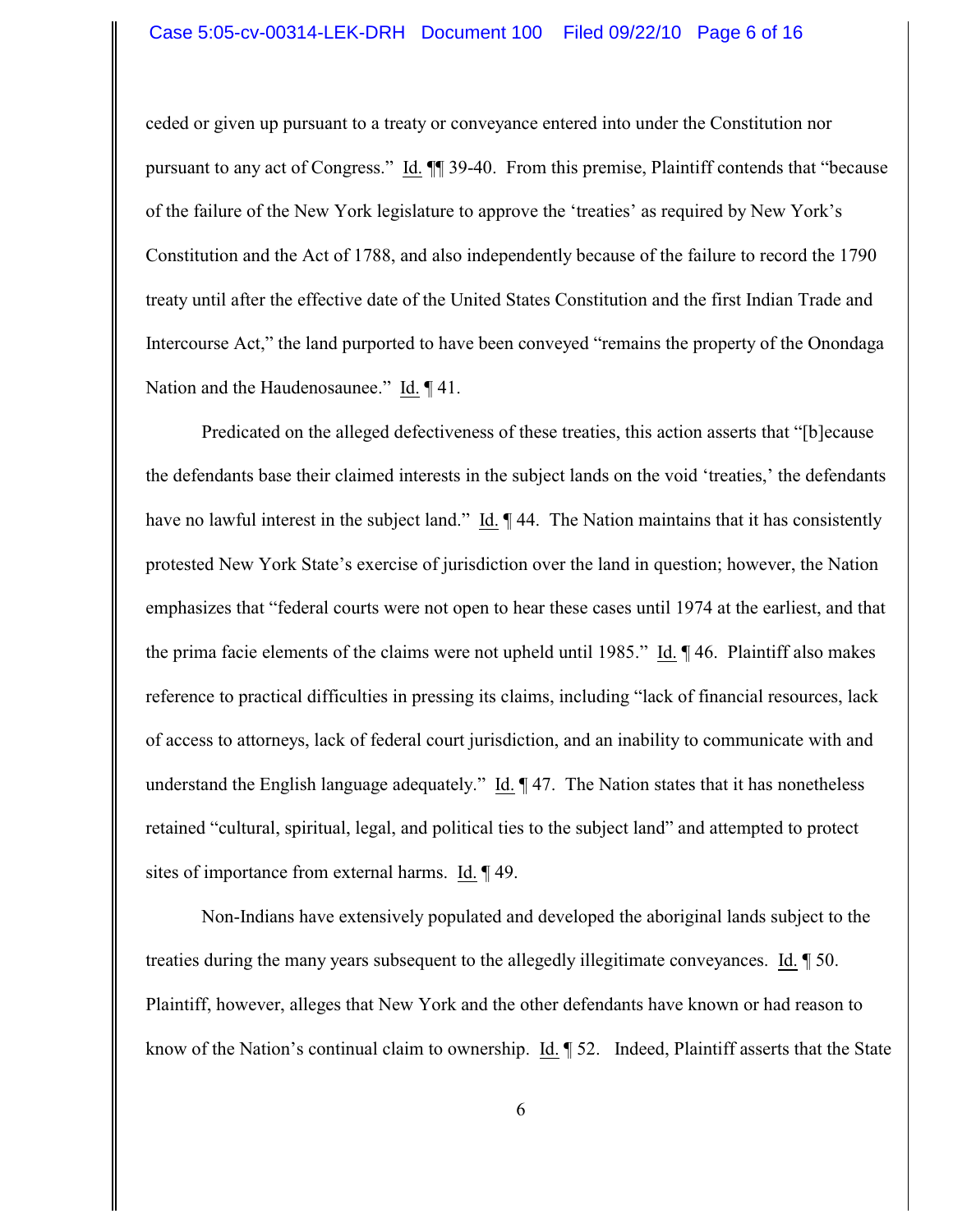ceded or given up pursuant to a treaty or conveyance entered into under the Constitution nor pursuant to any act of Congress." Id. ¶¶ 39-40. From this premise, Plaintiff contends that "because of the failure of the New York legislature to approve the 'treaties' as required by New York's Constitution and the Act of 1788, and also independently because of the failure to record the 1790 treaty until after the effective date of the United States Constitution and the first Indian Trade and Intercourse Act," the land purported to have been conveyed "remains the property of the Onondaga Nation and the Haudenosaunee." Id. ¶ 41.

Predicated on the alleged defectiveness of these treaties, this action asserts that "[b]ecause the defendants base their claimed interests in the subject lands on the void 'treaties,' the defendants have no lawful interest in the subject land." Id. ¶ 44. The Nation maintains that it has consistently protested New York State's exercise of jurisdiction over the land in question; however, the Nation emphasizes that "federal courts were not open to hear these cases until 1974 at the earliest, and that the prima facie elements of the claims were not upheld until 1985." Id. ¶ 46. Plaintiff also makes reference to practical difficulties in pressing its claims, including "lack of financial resources, lack of access to attorneys, lack of federal court jurisdiction, and an inability to communicate with and understand the English language adequately." Id. ¶ 47. The Nation states that it has nonetheless retained "cultural, spiritual, legal, and political ties to the subject land" and attempted to protect sites of importance from external harms. Id. ¶ 49.

Non-Indians have extensively populated and developed the aboriginal lands subject to the treaties during the many years subsequent to the allegedly illegitimate conveyances. Id. ¶ 50. Plaintiff, however, alleges that New York and the other defendants have known or had reason to know of the Nation's continual claim to ownership. Id. ¶ 52. Indeed, Plaintiff asserts that the State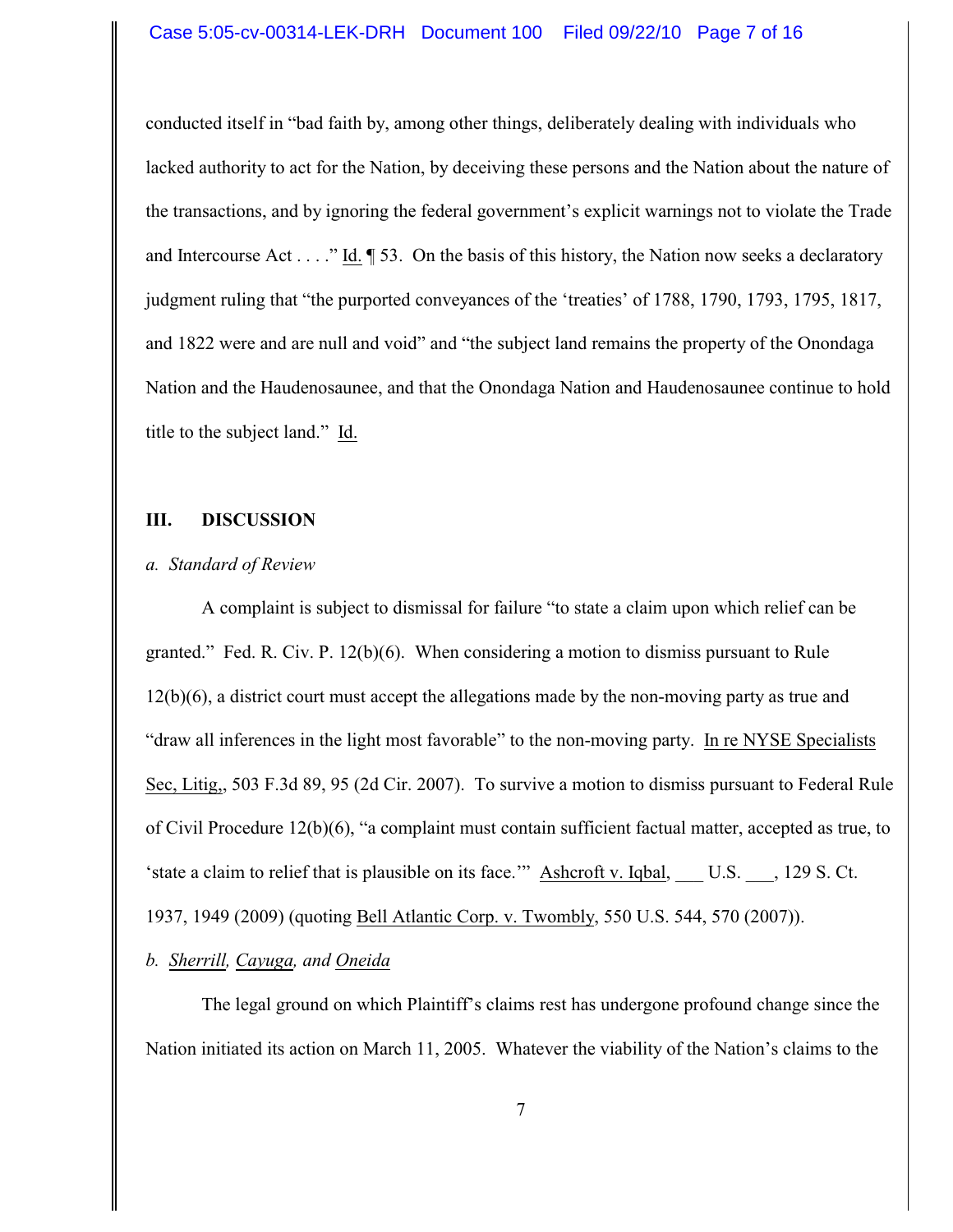conducted itself in "bad faith by, among other things, deliberately dealing with individuals who lacked authority to act for the Nation, by deceiving these persons and the Nation about the nature of the transactions, and by ignoring the federal government's explicit warnings not to violate the Trade and Intercourse Act . . . ." Id. ¶ 53. On the basis of this history, the Nation now seeks a declaratory judgment ruling that "the purported conveyances of the 'treaties' of 1788, 1790, 1793, 1795, 1817, and 1822 were and are null and void" and "the subject land remains the property of the Onondaga Nation and the Haudenosaunee, and that the Onondaga Nation and Haudenosaunee continue to hold title to the subject land." Id.

## III. DISCUSSION

### *a. Standard of Review*

A complaint is subject to dismissal for failure "to state a claim upon which relief can be granted." Fed. R. Civ. P. 12(b)(6). When considering a motion to dismiss pursuant to Rule 12(b)(6), a district court must accept the allegations made by the non-moving party as true and "draw all inferences in the light most favorable" to the non-moving party. In re NYSE Specialists Sec, Litig,, 503 F.3d 89, 95 (2d Cir. 2007). To survive a motion to dismiss pursuant to Federal Rule of Civil Procedure 12(b)(6), "a complaint must contain sufficient factual matter, accepted as true, to 'state a claim to relief that is plausible on its face.'" Ashcroft v. Iqbal, ___ U.S. ___, 129 S. Ct. 1937, 1949 (2009) (quoting Bell Atlantic Corp. v. Twombly, 550 U.S. 544, 570 (2007)).

### *b. Sherrill, Cayuga, and Oneida*

The legal ground on which Plaintiff's claims rest has undergone profound change since the Nation initiated its action on March 11, 2005. Whatever the viability of the Nation's claims to the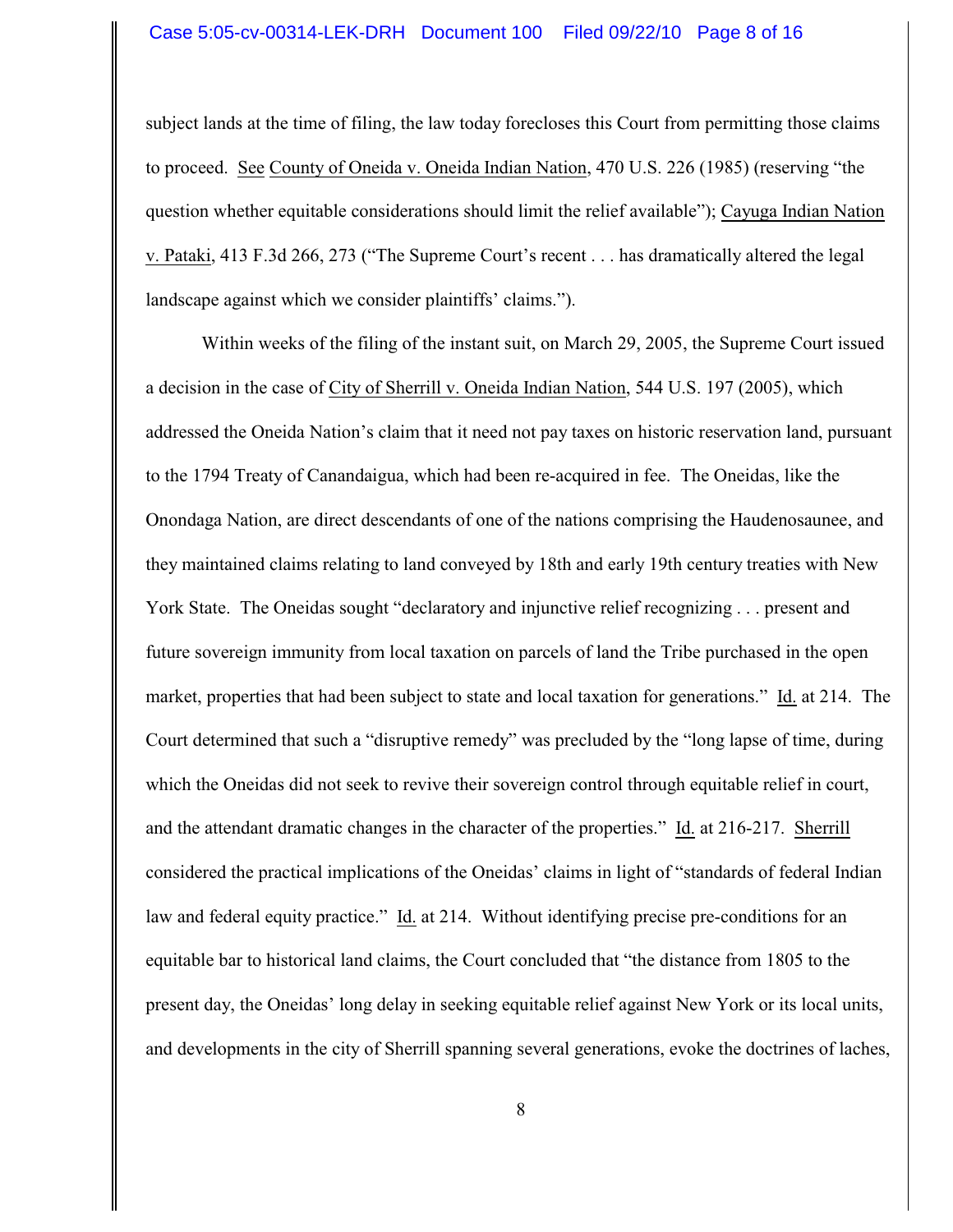subject lands at the time of filing, the law today forecloses this Court from permitting those claims to proceed. See County of Oneida v. Oneida Indian Nation, 470 U.S. 226 (1985) (reserving "the question whether equitable considerations should limit the relief available"); Cayuga Indian Nation v. Pataki, 413 F.3d 266, 273 ("The Supreme Court's recent . . . has dramatically altered the legal landscape against which we consider plaintiffs' claims.").

Within weeks of the filing of the instant suit, on March 29, 2005, the Supreme Court issued a decision in the case of City of Sherrill v. Oneida Indian Nation, 544 U.S. 197 (2005), which addressed the Oneida Nation's claim that it need not pay taxes on historic reservation land, pursuant to the 1794 Treaty of Canandaigua, which had been re-acquired in fee. The Oneidas, like the Onondaga Nation, are direct descendants of one of the nations comprising the Haudenosaunee, and they maintained claims relating to land conveyed by 18th and early 19th century treaties with New York State. The Oneidas sought "declaratory and injunctive relief recognizing . . . present and future sovereign immunity from local taxation on parcels of land the Tribe purchased in the open market, properties that had been subject to state and local taxation for generations." Id. at 214. The Court determined that such a "disruptive remedy" was precluded by the "long lapse of time, during which the Oneidas did not seek to revive their sovereign control through equitable relief in court, and the attendant dramatic changes in the character of the properties." Id. at 216-217. Sherrill considered the practical implications of the Oneidas' claims in light of "standards of federal Indian law and federal equity practice." Id. at 214. Without identifying precise pre-conditions for an equitable bar to historical land claims, the Court concluded that "the distance from 1805 to the present day, the Oneidas' long delay in seeking equitable relief against New York or its local units, and developments in the city of Sherrill spanning several generations, evoke the doctrines of laches,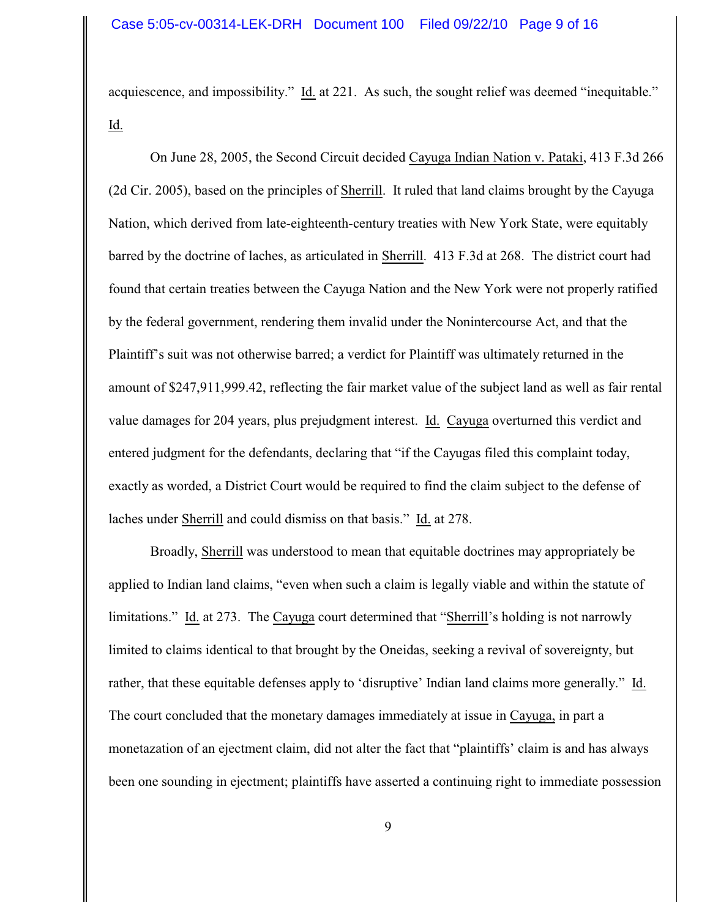acquiescence, and impossibility." Id. at 221. As such, the sought relief was deemed "inequitable." Id.

On June 28, 2005, the Second Circuit decided Cayuga Indian Nation v. Pataki, 413 F.3d 266 (2d Cir. 2005), based on the principles of Sherrill. It ruled that land claims brought by the Cayuga Nation, which derived from late-eighteenth-century treaties with New York State, were equitably barred by the doctrine of laches, as articulated in Sherrill. 413 F.3d at 268. The district court had found that certain treaties between the Cayuga Nation and the New York were not properly ratified by the federal government, rendering them invalid under the Nonintercourse Act, and that the Plaintiff's suit was not otherwise barred; a verdict for Plaintiff was ultimately returned in the amount of $247,911,999.42, reflecting the fair market value of the subject land as well as fair rental value damages for 204 years, plus prejudgment interest. Id. Cayuga overturned this verdict and entered judgment for the defendants, declaring that "if the Cayugas filed this complaint today, exactly as worded, a District Court would be required to find the claim subject to the defense of laches under Sherrill and could dismiss on that basis." Id. at 278.

Broadly, Sherrill was understood to mean that equitable doctrines may appropriately be applied to Indian land claims, "even when such a claim is legally viable and within the statute of limitations." Id. at 273. The Cayuga court determined that "Sherrill's holding is not narrowly limited to claims identical to that brought by the Oneidas, seeking a revival of sovereignty, but rather, that these equitable defenses apply to 'disruptive' Indian land claims more generally." Id. The court concluded that the monetary damages immediately at issue in Cayuga, in part a monetazation of an ejectment claim, did not alter the fact that "plaintiffs' claim is and has always been one sounding in ejectment; plaintiffs have asserted a continuing right to immediate possession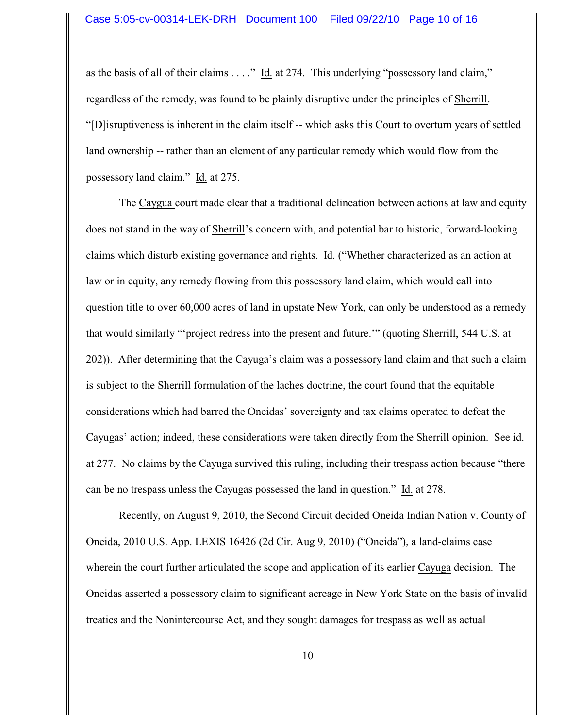as the basis of all of their claims . . . ." Id. at 274. This underlying "possessory land claim," regardless of the remedy, was found to be plainly disruptive under the principles of Sherrill. "[D]isruptiveness is inherent in the claim itself -- which asks this Court to overturn years of settled land ownership -- rather than an element of any particular remedy which would flow from the possessory land claim." Id. at 275.

The Caygua court made clear that a traditional delineation between actions at law and equity does not stand in the way of Sherrill's concern with, and potential bar to historic, forward-looking claims which disturb existing governance and rights. Id. ("Whether characterized as an action at law or in equity, any remedy flowing from this possessory land claim, which would call into question title to over 60,000 acres of land in upstate New York, can only be understood as a remedy that would similarly "'project redress into the present and future.'" (quoting Sherrill, 544 U.S. at 202)). After determining that the Cayuga's claim was a possessory land claim and that such a claim is subject to the Sherrill formulation of the laches doctrine, the court found that the equitable considerations which had barred the Oneidas' sovereignty and tax claims operated to defeat the Cayugas' action; indeed, these considerations were taken directly from the Sherrill opinion. See id. at 277. No claims by the Cayuga survived this ruling, including their trespass action because "there can be no trespass unless the Cayugas possessed the land in question." Id. at 278.

Recently, on August 9, 2010, the Second Circuit decided Oneida Indian Nation v. County of Oneida, 2010 U.S. App. LEXIS 16426 (2d Cir. Aug 9, 2010) ("Oneida"), a land-claims case wherein the court further articulated the scope and application of its earlier Cayuga decision. The Oneidas asserted a possessory claim to significant acreage in New York State on the basis of invalid treaties and the Nonintercourse Act, and they sought damages for trespass as well as actual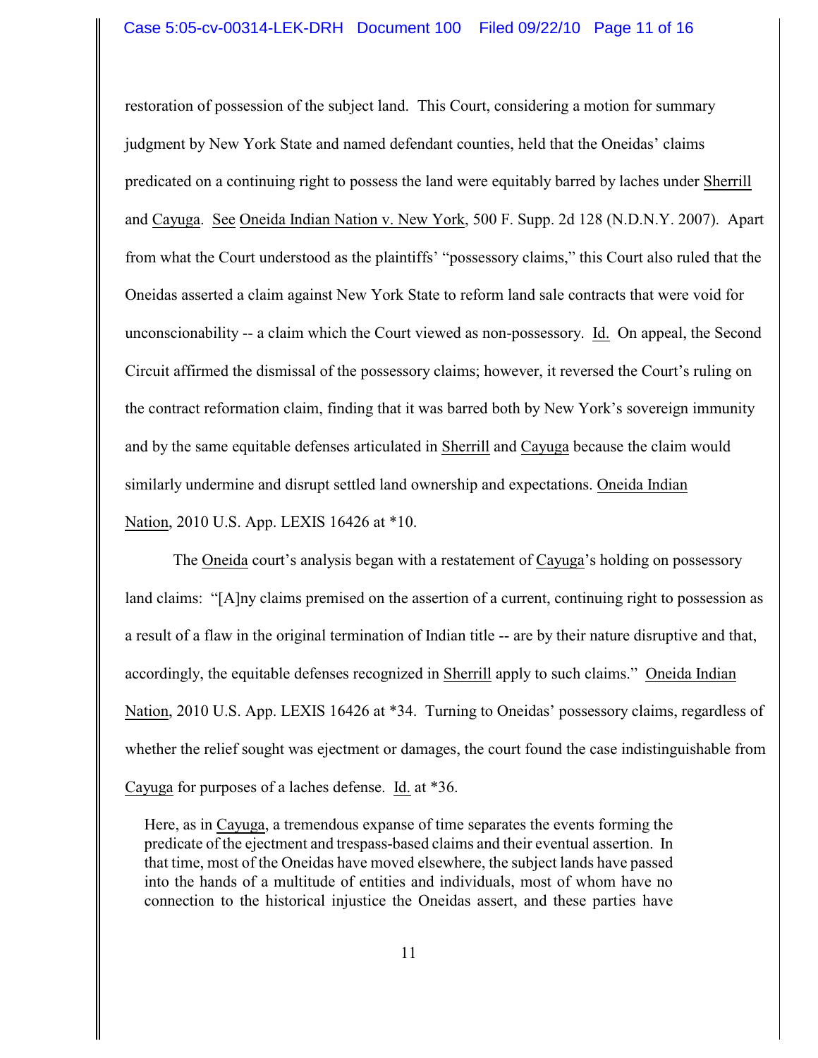restoration of possession of the subject land. This Court, considering a motion for summary judgment by New York State and named defendant counties, held that the Oneidas' claims predicated on a continuing right to possess the land were equitably barred by laches under Sherrill and Cayuga. See Oneida Indian Nation v. New York, 500 F. Supp. 2d 128 (N.D.N.Y. 2007). Apart from what the Court understood as the plaintiffs' "possessory claims," this Court also ruled that the Oneidas asserted a claim against New York State to reform land sale contracts that were void for unconscionability -- a claim which the Court viewed as non-possessory. Id. On appeal, the Second Circuit affirmed the dismissal of the possessory claims; however, it reversed the Court's ruling on the contract reformation claim, finding that it was barred both by New York's sovereign immunity and by the same equitable defenses articulated in Sherrill and Cayuga because the claim would similarly undermine and disrupt settled land ownership and expectations. Oneida Indian Nation, 2010 U.S. App. LEXIS 16426 at *10.

The Oneida court's analysis began with a restatement of Cayuga's holding on possessory land claims: "[A]ny claims premised on the assertion of a current, continuing right to possession as a result of a flaw in the original termination of Indian title -- are by their nature disruptive and that, accordingly, the equitable defenses recognized in Sherrill apply to such claims." Oneida Indian Nation, 2010 U.S. App. LEXIS 16426 at *34. Turning to Oneidas' possessory claims, regardless of whether the relief sought was ejectment or damages, the court found the case indistinguishable from Cayuga for purposes of a laches defense. Id. at *36.

> Here, as in Cayuga, a tremendous expanse of time separates the events forming the predicate of the ejectment and trespass-based claims and their eventual assertion. In that time, most of the Oneidas have moved elsewhere, the subject lands have passed into the hands of a multitude of entities and individuals, most of whom have no connection to the historical injustice the Oneidas assert, and these parties have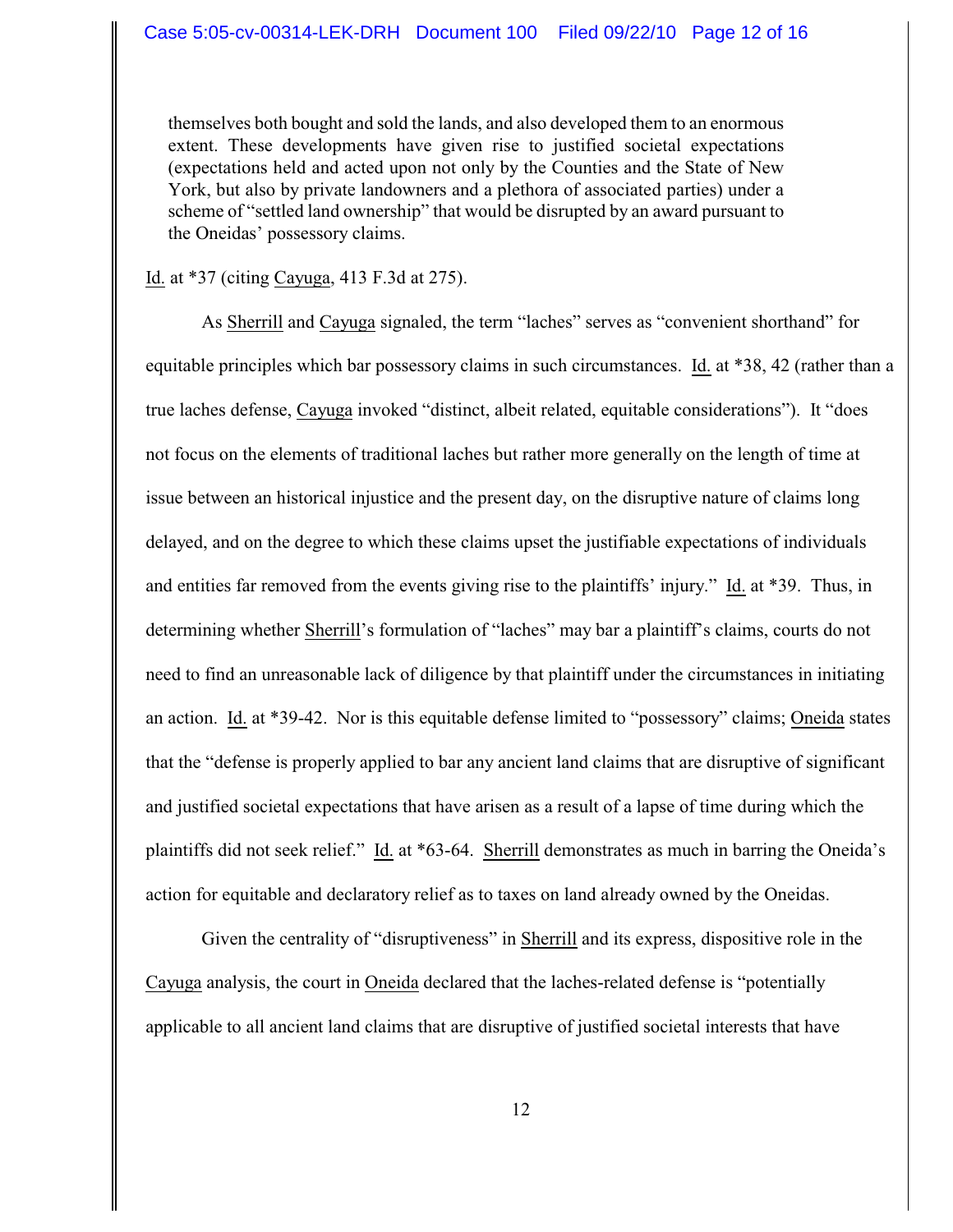> themselves both bought and sold the lands, and also developed them to an enormous extent. These developments have given rise to justified societal expectations (expectations held and acted upon not only by the Counties and the State of New York, but also by private landowners and a plethora of associated parties) under a scheme of "settled land ownership" that would be disrupted by an award pursuant to the Oneidas' possessory claims.

Id. at *37 (citing Cayuga, 413 F.3d at 275).

As Sherrill and Cayuga signaled, the term "laches" serves as "convenient shorthand" for equitable principles which bar possessory claims in such circumstances. Id. at *38, 42 (rather than a true laches defense, Cayuga invoked "distinct, albeit related, equitable considerations"). It "does not focus on the elements of traditional laches but rather more generally on the length of time at issue between an historical injustice and the present day, on the disruptive nature of claims long delayed, and on the degree to which these claims upset the justifiable expectations of individuals and entities far removed from the events giving rise to the plaintiffs' injury." Id. at *39. Thus, in determining whether Sherrill's formulation of "laches" may bar a plaintiff's claims, courts do not need to find an unreasonable lack of diligence by that plaintiff under the circumstances in initiating an action. Id. at *39-42. Nor is this equitable defense limited to "possessory" claims; Oneida states that the "defense is properly applied to bar any ancient land claims that are disruptive of significant and justified societal expectations that have arisen as a result of a lapse of time during which the plaintiffs did not seek relief." Id. at *63-64. Sherrill demonstrates as much in barring the Oneida's action for equitable and declaratory relief as to taxes on land already owned by the Oneidas.

Given the centrality of "disruptiveness" in Sherrill and its express, dispositive role in the Cayuga analysis, the court in Oneida declared that the laches-related defense is "potentially applicable to all ancient land claims that are disruptive of justified societal interests that have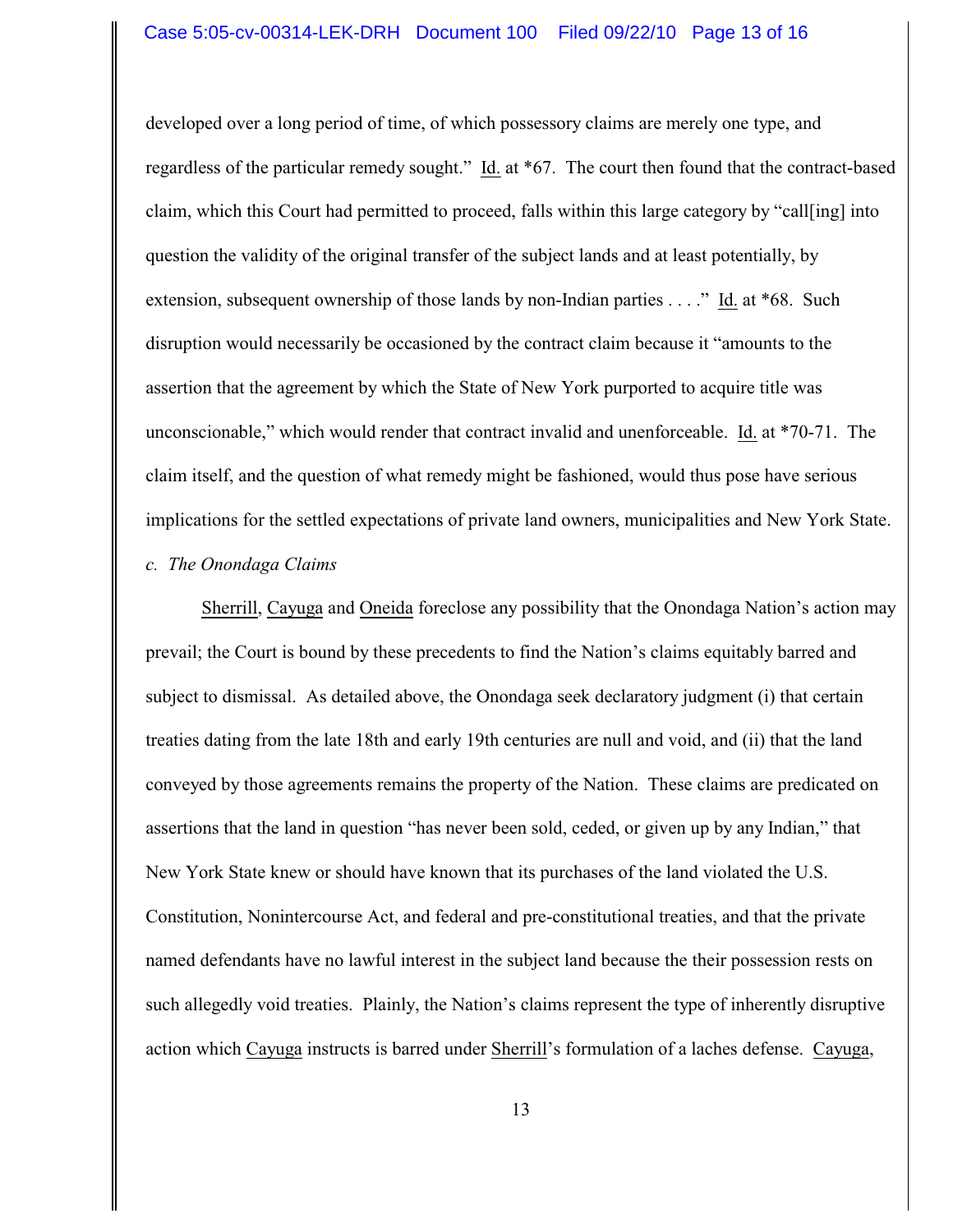developed over a long period of time, of which possessory claims are merely one type, and regardless of the particular remedy sought." Id. at *67. The court then found that the contract-based claim, which this Court had permitted to proceed, falls within this large category by "call[ing] into question the validity of the original transfer of the subject lands and at least potentially, by extension, subsequent ownership of those lands by non-Indian parties . . . ." Id. at *68. Such disruption would necessarily be occasioned by the contract claim because it "amounts to the assertion that the agreement by which the State of New York purported to acquire title was unconscionable," which would render that contract invalid and unenforceable. Id. at *70-71. The claim itself, and the question of what remedy might be fashioned, would thus pose have serious implications for the settled expectations of private land owners, municipalities and New York State.

*c. The Onondaga Claims*

Sherrill, Cayuga and Oneida foreclose any possibility that the Onondaga Nation's action may prevail; the Court is bound by these precedents to find the Nation's claims equitably barred and subject to dismissal. As detailed above, the Onondaga seek declaratory judgment (i) that certain treaties dating from the late 18th and early 19th centuries are null and void, and (ii) that the land conveyed by those agreements remains the property of the Nation. These claims are predicated on assertions that the land in question "has never been sold, ceded, or given up by any Indian," that New York State knew or should have known that its purchases of the land violated the U.S. Constitution, Nonintercourse Act, and federal and pre-constitutional treaties, and that the private named defendants have no lawful interest in the subject land because the their possession rests on such allegedly void treaties. Plainly, the Nation's claims represent the type of inherently disruptive action which Cayuga instructs is barred under Sherrill's formulation of a laches defense. Cayuga,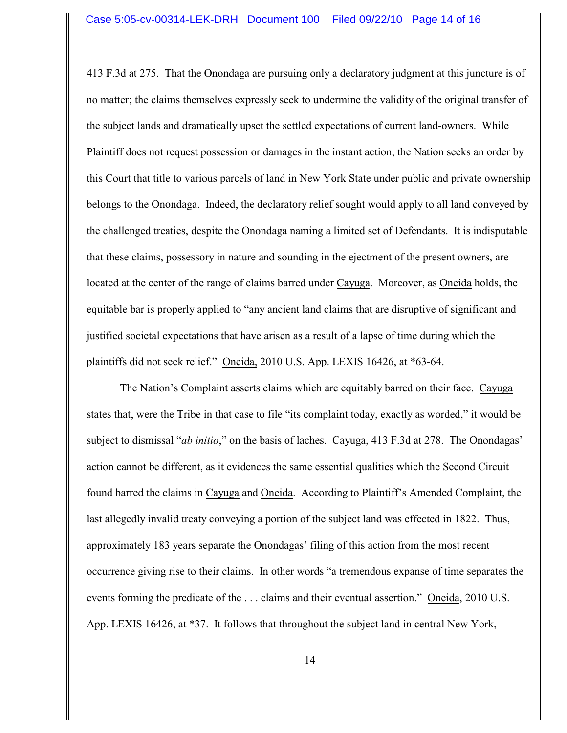413 F.3d at 275. That the Onondaga are pursuing only a declaratory judgment at this juncture is of no matter; the claims themselves expressly seek to undermine the validity of the original transfer of the subject lands and dramatically upset the settled expectations of current land-owners. While Plaintiff does not request possession or damages in the instant action, the Nation seeks an order by this Court that title to various parcels of land in New York State under public and private ownership belongs to the Onondaga. Indeed, the declaratory relief sought would apply to all land conveyed by the challenged treaties, despite the Onondaga naming a limited set of Defendants. It is indisputable that these claims, possessory in nature and sounding in the ejectment of the present owners, are located at the center of the range of claims barred under Cayuga. Moreover, as Oneida holds, the equitable bar is properly applied to "any ancient land claims that are disruptive of significant and justified societal expectations that have arisen as a result of a lapse of time during which the plaintiffs did not seek relief." Oneida, 2010 U.S. App. LEXIS 16426, at *63-64.

The Nation's Complaint asserts claims which are equitably barred on their face. Cayuga states that, were the Tribe in that case to file "its complaint today, exactly as worded," it would be subject to dismissal "*ab initio*," on the basis of laches. Cayuga, 413 F.3d at 278. The Onondagas' action cannot be different, as it evidences the same essential qualities which the Second Circuit found barred the claims in Cayuga and Oneida. According to Plaintiff's Amended Complaint, the last allegedly invalid treaty conveying a portion of the subject land was effected in 1822. Thus, approximately 183 years separate the Onondagas' filing of this action from the most recent occurrence giving rise to their claims. In other words "a tremendous expanse of time separates the events forming the predicate of the . . . claims and their eventual assertion." Oneida, 2010 U.S. App. LEXIS 16426, at *37. It follows that throughout the subject land in central New York,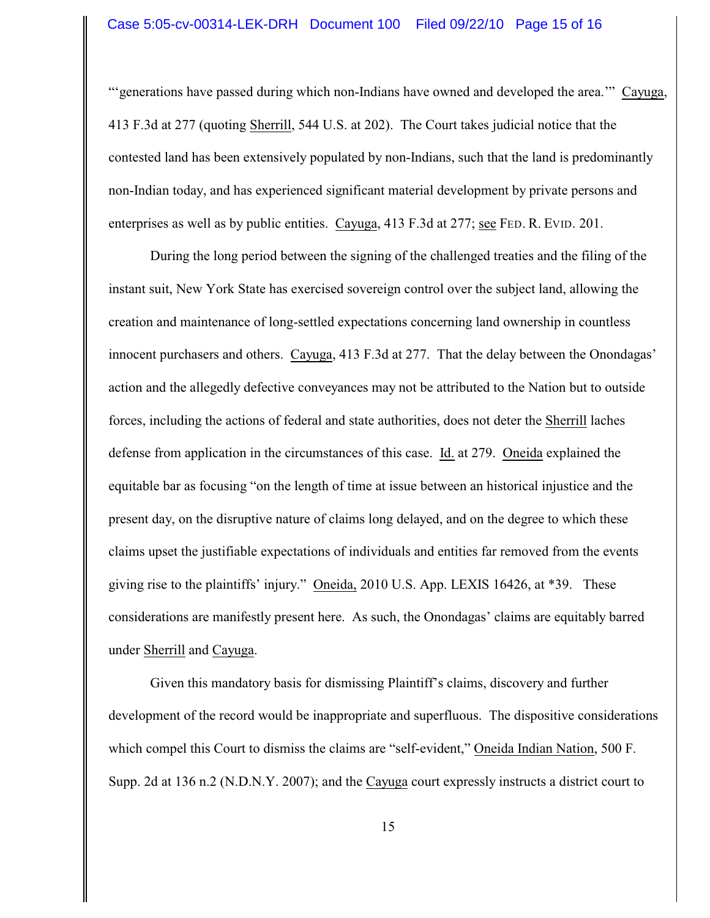"'generations have passed during which non-Indians have owned and developed the area.'" Cayuga, 413 F.3d at 277 (quoting Sherrill, 544 U.S. at 202). The Court takes judicial notice that the contested land has been extensively populated by non-Indians, such that the land is predominantly non-Indian today, and has experienced significant material development by private persons and enterprises as well as by public entities. Cayuga, 413 F.3d at 277; see FED. R. EVID. 201.

During the long period between the signing of the challenged treaties and the filing of the instant suit, New York State has exercised sovereign control over the subject land, allowing the creation and maintenance of long-settled expectations concerning land ownership in countless innocent purchasers and others. Cayuga, 413 F.3d at 277. That the delay between the Onondagas' action and the allegedly defective conveyances may not be attributed to the Nation but to outside forces, including the actions of federal and state authorities, does not deter the Sherrill laches defense from application in the circumstances of this case. Id. at 279. Oneida explained the equitable bar as focusing "on the length of time at issue between an historical injustice and the present day, on the disruptive nature of claims long delayed, and on the degree to which these claims upset the justifiable expectations of individuals and entities far removed from the events giving rise to the plaintiffs' injury." Oneida, 2010 U.S. App. LEXIS 16426, at *39. These considerations are manifestly present here. As such, the Onondagas' claims are equitably barred under Sherrill and Cayuga.

Given this mandatory basis for dismissing Plaintiff's claims, discovery and further development of the record would be inappropriate and superfluous. The dispositive considerations which compel this Court to dismiss the claims are "self-evident," Oneida Indian Nation, 500 F. Supp. 2d at 136 n.2 (N.D.N.Y. 2007); and the Cayuga court expressly instructs a district court to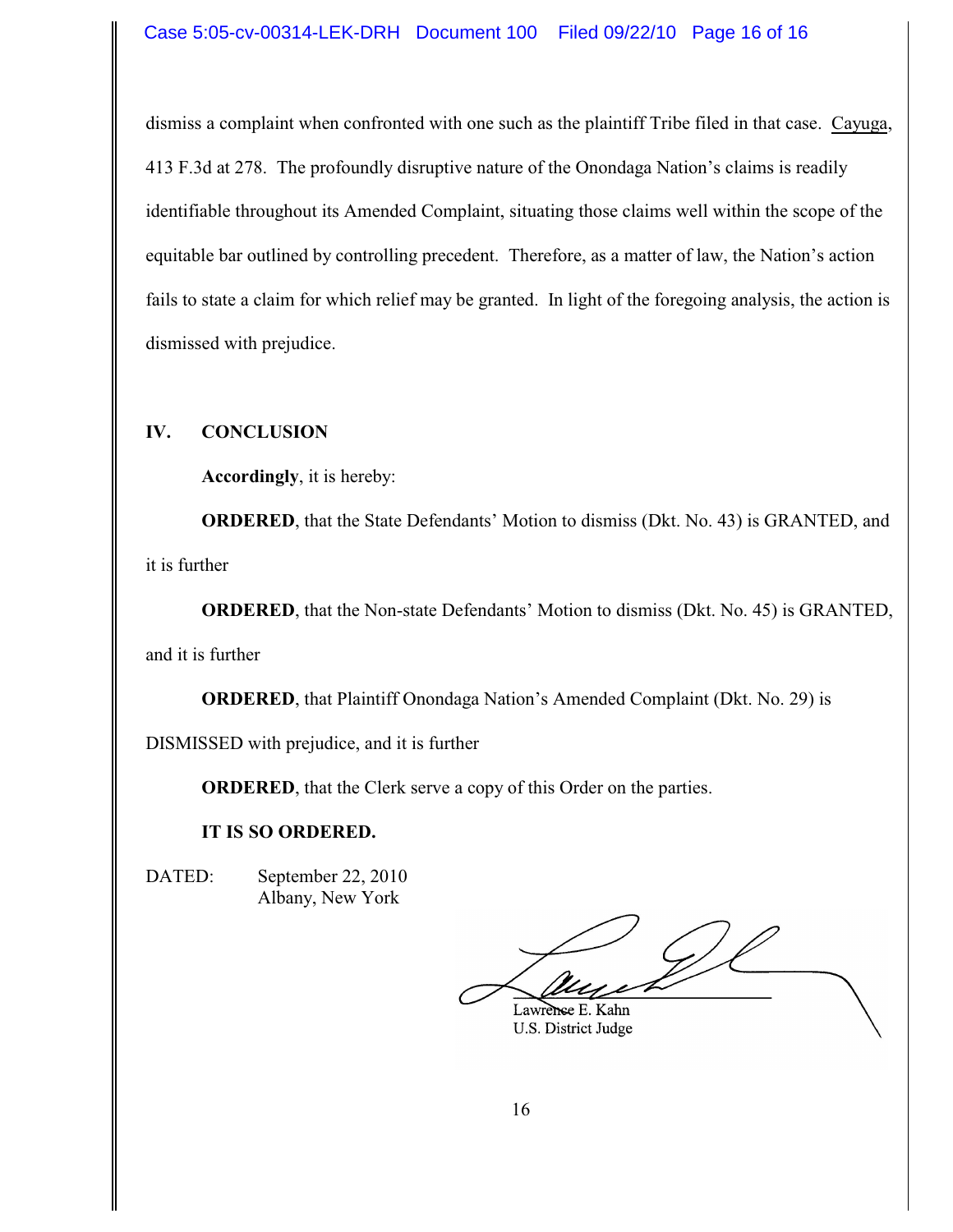dismiss a complaint when confronted with one such as the plaintiff Tribe filed in that case. Cayuga, 413 F.3d at 278. The profoundly disruptive nature of the Onondaga Nation's claims is readily identifiable throughout its Amended Complaint, situating those claims well within the scope of the equitable bar outlined by controlling precedent. Therefore, as a matter of law, the Nation's action fails to state a claim for which relief may be granted. In light of the foregoing analysis, the action is dismissed with prejudice.

## IV. CONCLUSION

**Accordingly**, it is hereby:

**ORDERED**, that the State Defendants' Motion to dismiss (Dkt. No. 43) is GRANTED, and it is further

**ORDERED**, that the Non-state Defendants' Motion to dismiss (Dkt. No. 45) is GRANTED, and it is further

**ORDERED**, that Plaintiff Onondaga Nation's Amended Complaint (Dkt. No. 29) is DISMISSED with prejudice, and it is further

**ORDERED**, that the Clerk serve a copy of this Order on the parties.

**IT IS SO ORDERED.**

DATED: September 22, 2010
Albany, New York

Lawrence E. Kahn
U.S. District Judge